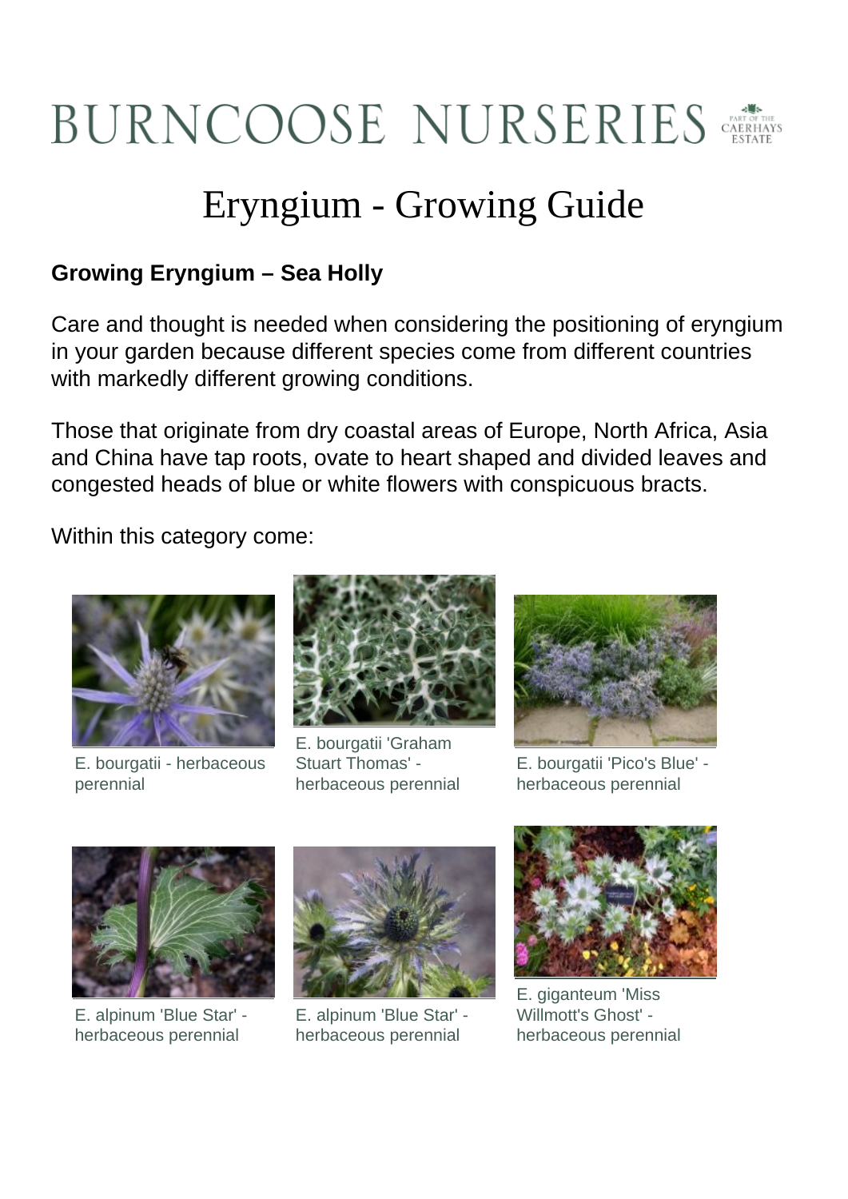# BURNCOOSE NURSERIES

## Eryngium - Growing Guide

**Growing Eryngium – Sea Holly**

Care and thought is needed when considering the positioning of eryngium in your garden because different species come from different countries with markedly different growing conditions.

Those that originate from dry coastal areas of Europe, North Africa, Asia and China have tap roots, ovate to heart shaped and divided leaves and congested heads of blue or white flowers with conspicuous bracts.

Within this category come:

E. bourgatii - herbaceous perennial

E. bourgatii 'Graham Stuart Thomas' - herbaceous perennial

E. bourgatii 'Pico's Blue' - herbaceous perennial

E. alpinum 'Blue Star' - herbaceous perennial

E. alpinum 'Blue Star' - herbaceous perennial

E. giganteum 'Miss Willmott's Ghost' - herbaceous perennial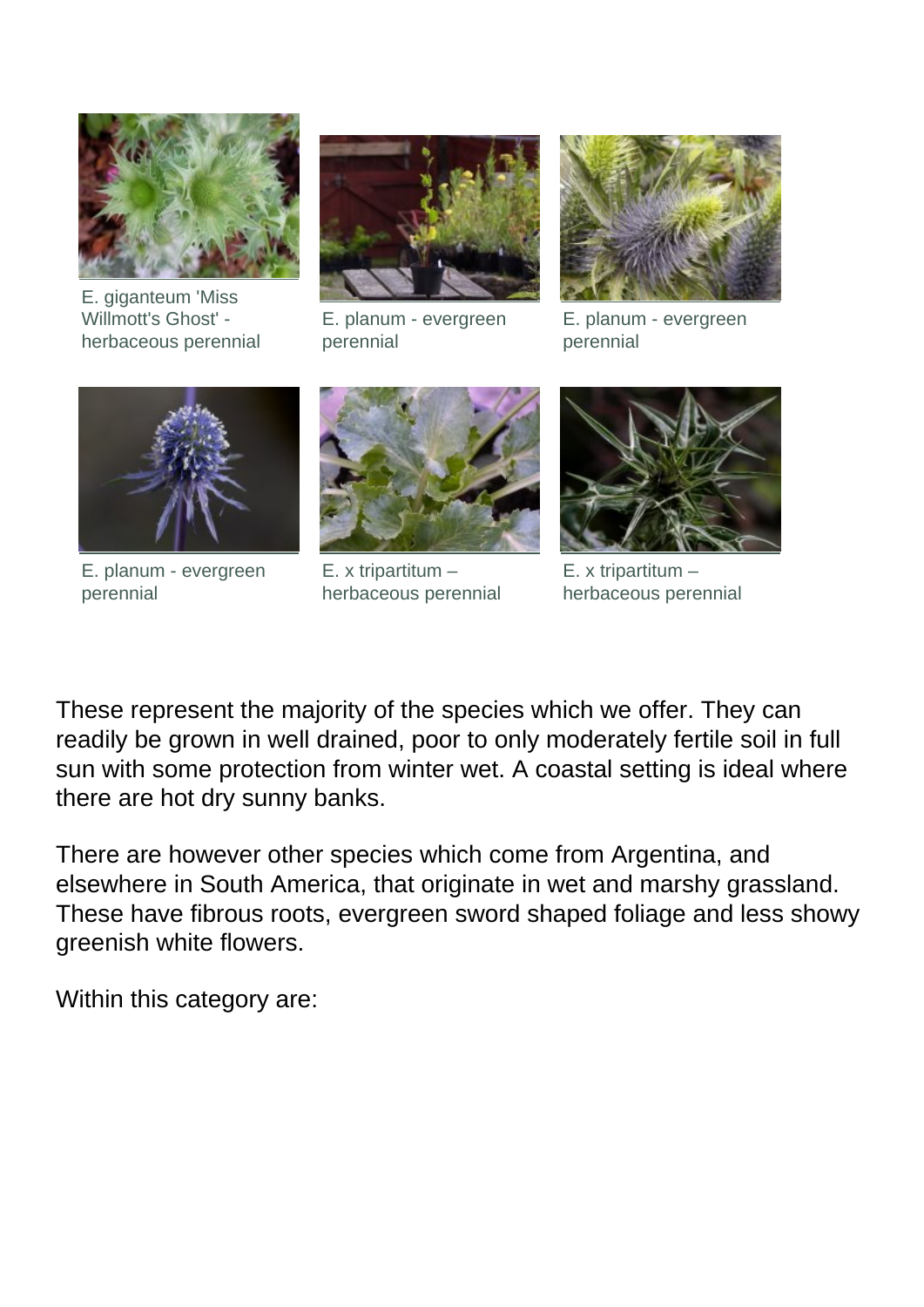E. giganteum 'Miss Willmott's Ghost' - herbaceous perennial

E. planum - evergreen perennial

E. planum - evergreen perennial

E. planum - evergreen perennial

E. x tripartitum – herbaceous perennial

E. x tripartitum – herbaceous perennial

These represent the majority of the species which we offer. They can readily be grown in well drained, poor to only moderately fertile soil in full sun with some protection from winter wet. A coastal setting is ideal where there are hot dry sunny banks.

There are however other species which come from Argentina, and elsewhere in South America, that originate in wet and marshy grassland. These have fibrous roots, evergreen sword shaped foliage and less showy greenish white flowers.

Within this category are: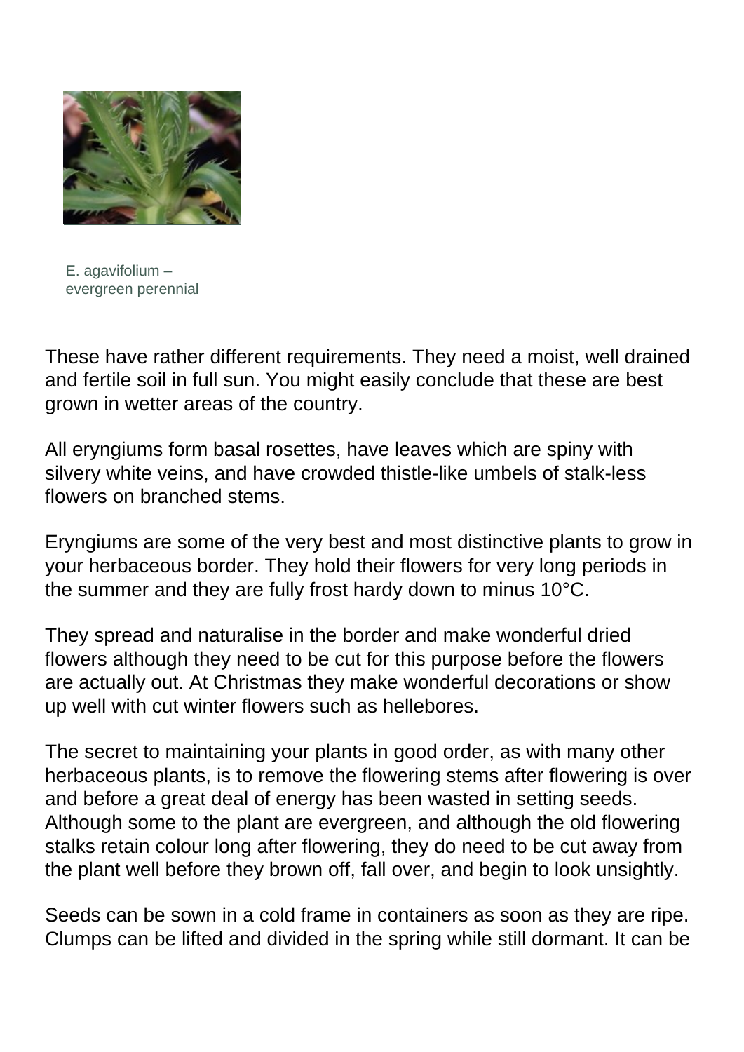E. agavifolium –
evergreen perennial

These have rather different requirements. They need a moist, well drained and fertile soil in full sun. You might easily conclude that these are best grown in wetter areas of the country.

All eryngiums form basal rosettes, have leaves which are spiny with silvery white veins, and have crowded thistle-like umbels of stalk-less flowers on branched stems.

Eryngiums are some of the very best and most distinctive plants to grow in your herbaceous border. They hold their flowers for very long periods in the summer and they are fully frost hardy down to minus 10°C.

They spread and naturalise in the border and make wonderful dried flowers although they need to be cut for this purpose before the flowers are actually out. At Christmas they make wonderful decorations or show up well with cut winter flowers such as hellebores.

The secret to maintaining your plants in good order, as with many other herbaceous plants, is to remove the flowering stems after flowering is over and before a great deal of energy has been wasted in setting seeds. Although some to the plant are evergreen, and although the old flowering stalks retain colour long after flowering, they do need to be cut away from the plant well before they brown off, fall over, and begin to look unsightly.

Seeds can be sown in a cold frame in containers as soon as they are ripe. Clumps can be lifted and divided in the spring while still dormant. It can be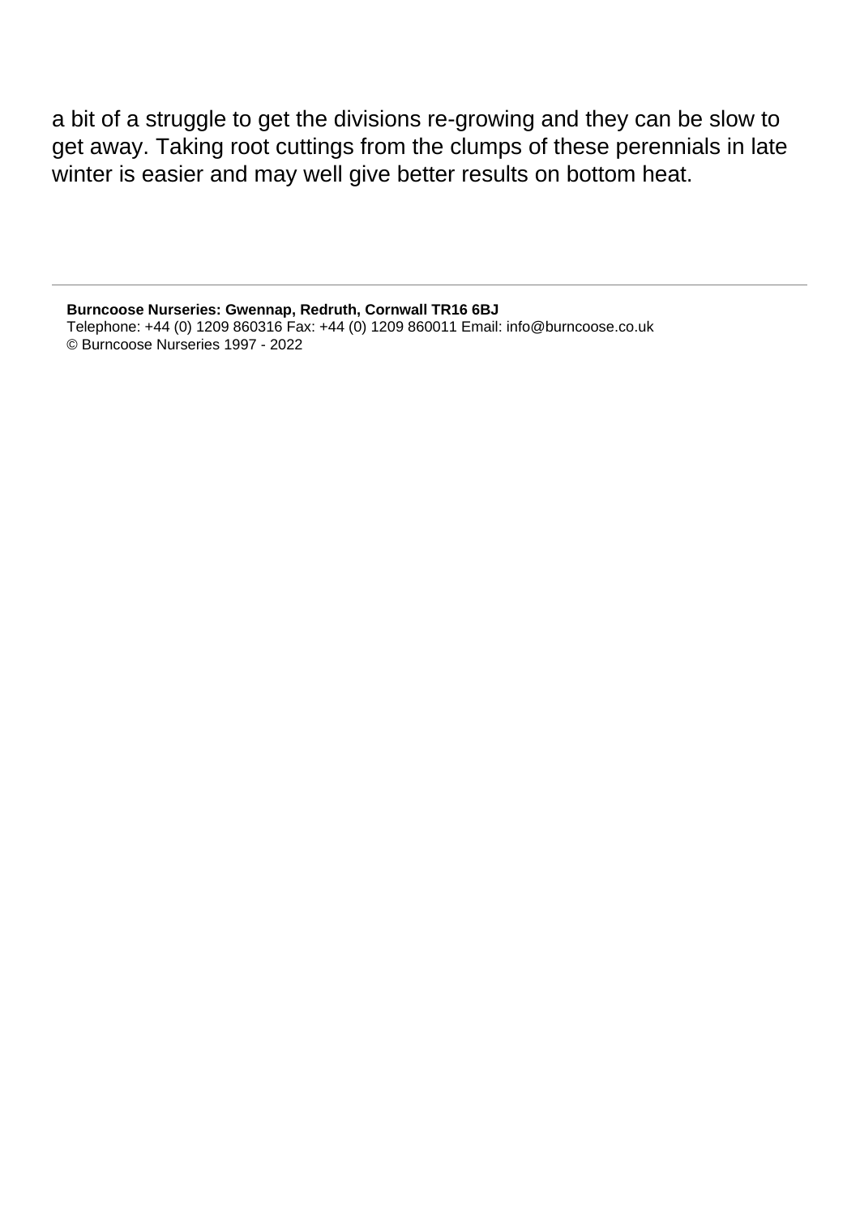a bit of a struggle to get the divisions re-growing and they can be slow to get away. Taking root cuttings from the clumps of these perennials in late winter is easier and may well give better results on bottom heat.

---

**Burncoose Nurseries: Gwennap, Redruth, Cornwall TR16 6BJ**
Telephone: +44 (0) 1209 860316 Fax: +44 (0) 1209 860011 Email: info@burncoose.co.uk
© Burncoose Nurseries 1997 - 2022